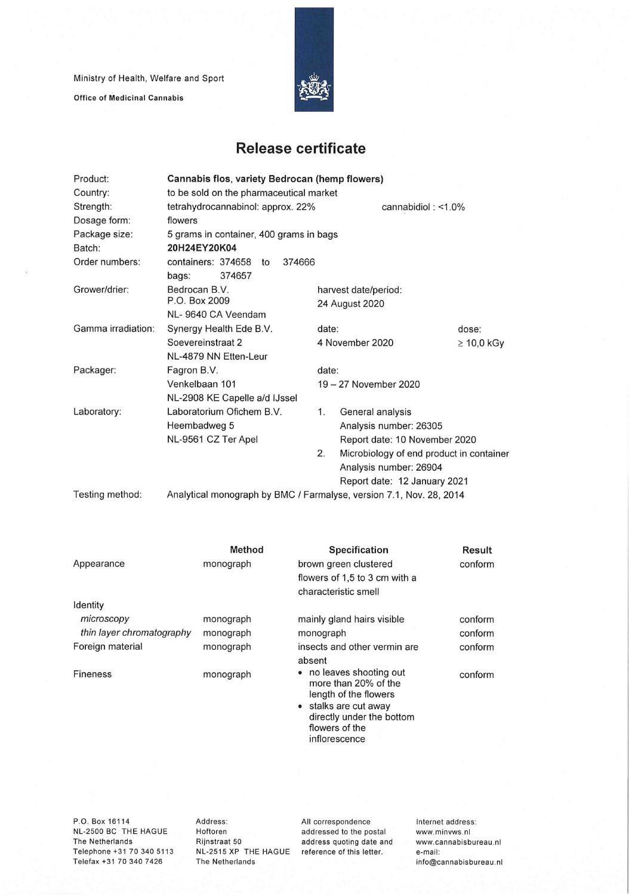Ministry of Health, Welfare and Sport

**Office of Medicinal Cannabis**

# Release certificate

| | | | |
|---|---|---|---|
| Product: | **Cannabis flos, variety Bedrocan (hemp flowers)** | | |
| Country: | to be sold on the pharmaceutical market | | |
| Strength: | tetrahydrocannabinol: approx. 22% | cannabidiol : <1.0% | |
| Dosage form: | flowers | | |
| Package size: | 5 grams in container, 400 grams in bags | | |
| Batch: | **20H24EY20K04** | | |
| Order numbers: | containers: 374658 to 374666<br>bags: 374657 | | |
| Grower/drier: | Bedrocan B.V.<br>P.O. Box 2009<br>NL- 9640 CA Veendam | harvest date/period:<br>24 August 2020 | |
| Gamma irradiation: | Synergy Health Ede B.V.<br>Soevereinstraat 2<br>NL-4879 NN Etten-Leur | date:<br>4 November 2020 | dose:<br>≥ 10,0 kGy |
| Packager: | Fagron B.V.<br>Venkelbaan 101<br>NL-2908 KE Capelle a/d IJssel | date:<br>19 – 27 November 2020 | |
| Laboratory: | Laboratorium Ofichem B.V.<br>Heembadweg 5<br>NL-9561 CZ Ter Apel | 1. General analysis<br>Analysis number: 26305<br>Report date: 10 November 2020<br>2. Microbiology of end product in container<br>Analysis number: 26904<br>Report date: 12 January 2021 | |
| Testing method: | Analytical monograph by BMC / Farmalyse, version 7.1, Nov. 28, 2014 | | |

| | Method | Specification | Result |
|---|---|---|---|
| Appearance | monograph | brown green clustered flowers of 1,5 to 3 cm with a characteristic smell | conform |
| Identity | | | |
| *microscopy* | monograph | mainly gland hairs visible | conform |
| *thin layer chromatography* | monograph | monograph | conform |
| Foreign material | monograph | insects and other vermin are absent | conform |
| Fineness | monograph | • no leaves shooting out more than 20% of the length of the flowers<br>• stalks are cut away directly under the bottom flowers of the inflorescence | conform |

P.O. Box 16114
NL-2500 BC THE HAGUE
The Netherlands
Telephone +31 70 340 5113
Telefax +31 70 340 7426

Address:
Hoftoren
Rijnstraat 50
NL-2515 XP THE HAGUE
The Netherlands

All correspondence addressed to the postal address quoting date and reference of this letter.

Internet address:
www.minvws.nl
www.cannabisbureau.nl
e-mail:
info@cannabisbureau.nl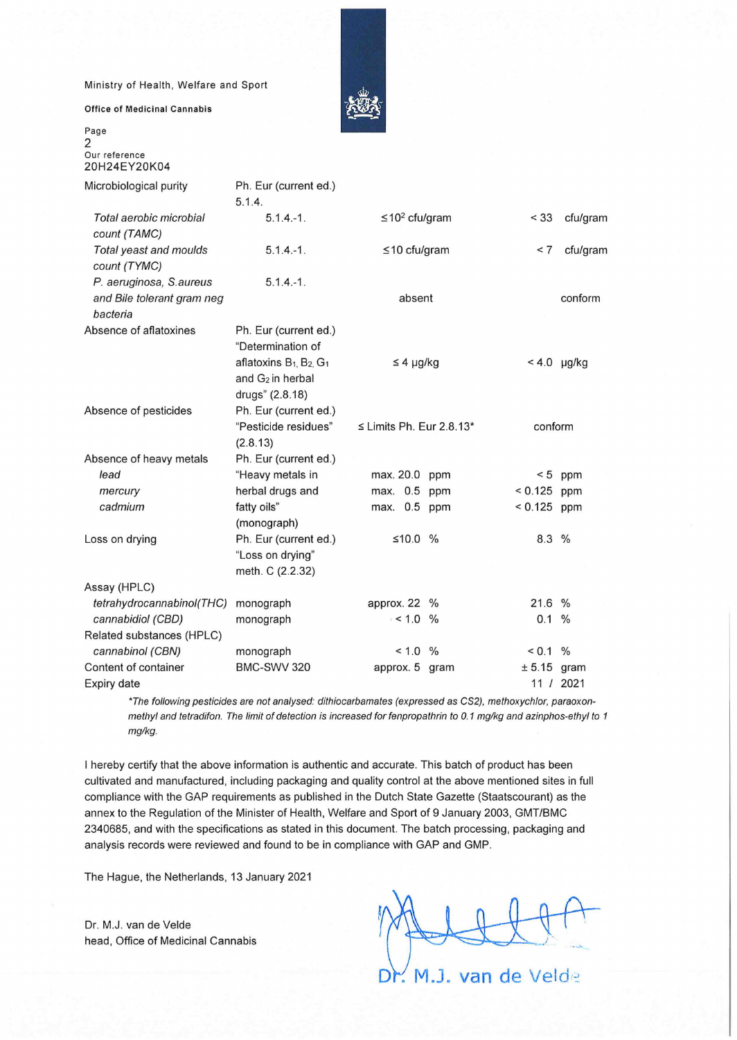Ministry of Health, Welfare and Sport

**Office of Medicinal Cannabis**

Page
2
Our reference
20H24EY20K04

| | | | |
|---|---|---|---|
| Microbiological purity | Ph. Eur (current ed.) 5.1.4. | | |
| *Total aerobic microbial count (TAMC)* | 5.1.4.-1. | ≤$10^2$ cfu/gram | < 33 cfu/gram |
| *Total yeast and moulds count (TYMC)* | 5.1.4.-1. | ≤10 cfu/gram | < 7 cfu/gram |
| *P. aeruginosa, S.aureus and Bile tolerant gram neg bacteria* | 5.1.4.-1. | absent | conform |
| Absence of aflatoxines | Ph. Eur (current ed.) "Determination of aflatoxins $B_1$, $B_2$, $G_1$ and $G_2$ in herbal drugs" (2.8.18) | ≤ 4 µg/kg | < 4.0 µg/kg |
| Absence of pesticides | Ph. Eur (current ed.) "Pesticide residues" (2.8.13) | ≤ Limits Ph. Eur 2.8.13* | conform |
| Absence of heavy metals | Ph. Eur (current ed.) "Heavy metals in herbal drugs and fatty oils" (monograph) | | |
| *lead* | | max. 20.0 ppm | < 5 ppm |
| *mercury* | | max. 0.5 ppm | < 0.125 ppm |
| *cadmium* | | max. 0.5 ppm | < 0.125 ppm |
| Loss on drying | Ph. Eur (current ed.) "Loss on drying" meth. C (2.2.32) | ≤10.0 % | 8.3 % |
| Assay (HPLC) | | | |
| *tetrahydrocannabinol(THC)* | monograph | approx. 22 % | 21.6 % |
| *cannabidiol (CBD)* | monograph | < 1.0 % | 0.1 % |
| Related substances (HPLC) | | | |
| *cannabinol (CBN)* | monograph | < 1.0 % | < 0.1 % |
| Content of container | BMC-SWV 320 | approx. 5 gram | ± 5.15 gram |
| Expiry date | | | 11 / 2021 |

*\*The following pesticides are not analysed: dithiocarbamates (expressed as CS2), methoxychlor, paraoxon-methyl and tetradifon. The limit of detection is increased for fenpropathrin to 0.1 mg/kg and azinphos-ethyl to 1 mg/kg.*

I hereby certify that the above information is authentic and accurate. This batch of product has been cultivated and manufactured, including packaging and quality control at the above mentioned sites in full compliance with the GAP requirements as published in the Dutch State Gazette (Staatscourant) as the annex to the Regulation of the Minister of Health, Welfare and Sport of 9 January 2003, GMT/BMC 2340685, and with the specifications as stated in this document. The batch processing, packaging and analysis records were reviewed and found to be in compliance with GAP and GMP.

The Hague, the Netherlands, 13 January 2021

Dr. M.J. van de Velde
head, Office of Medicinal Cannabis

Dr. M.J. van de Velde